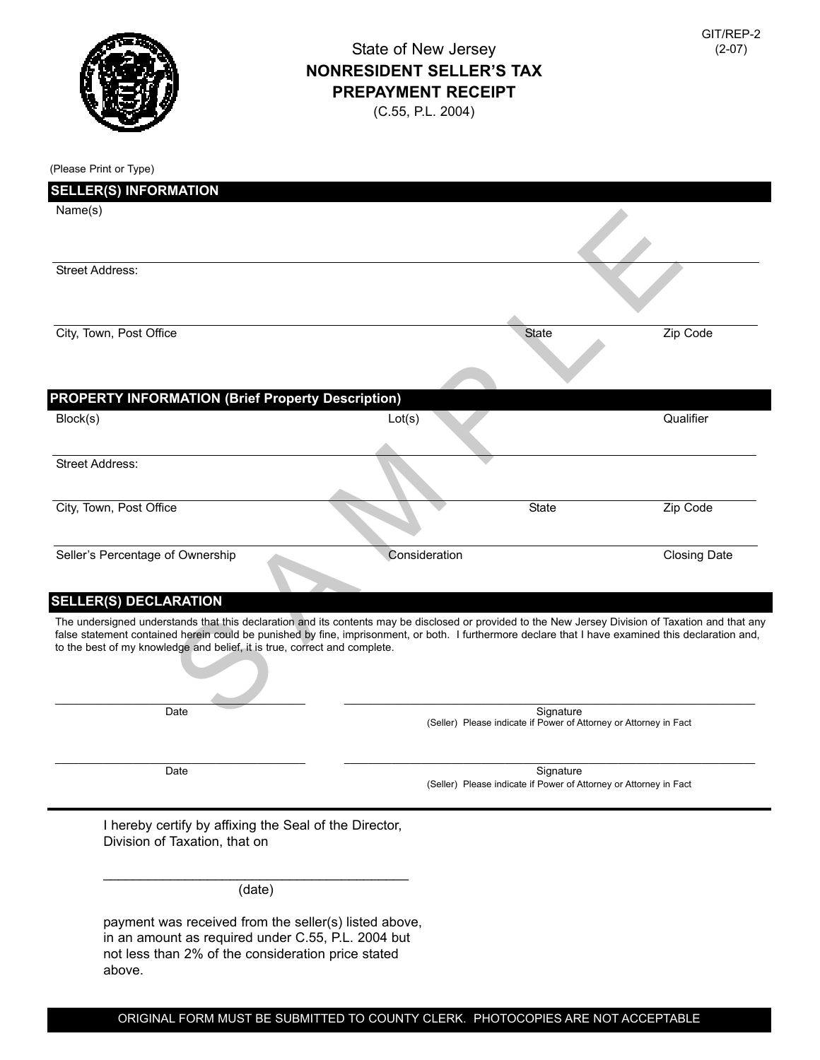GIT/REP-2
(2-07)

State of New Jersey

# NONRESIDENT SELLER'S TAX PREPAYMENT RECEIPT

(C.55, P.L. 2004)

(Please Print or Type)

## SELLER(S) INFORMATION

Name(s)

Street Address:

City, Town, Post Office | State | Zip Code

## PROPERTY INFORMATION (Brief Property Description)

Block(s) | Lot(s) | Qualifier

Street Address:

City, Town, Post Office | State | Zip Code

Seller's Percentage of Ownership | Consideration | Closing Date

## SELLER(S) DECLARATION

The undersigned understands that this declaration and its contents may be disclosed or provided to the New Jersey Division of Taxation and that any false statement contained herein could be punished by fine, imprisonment, or both. I furthermore declare that I have examined this declaration and, to the best of my knowledge and belief, it is true, correct and complete.

_______________ Date

_______________ Signature
(Seller) Please indicate if Power of Attorney or Attorney in Fact

_______________ Date

_______________ Signature
(Seller) Please indicate if Power of Attorney or Attorney in Fact

I hereby certify by affixing the Seal of the Director, Division of Taxation, that on

_______________________________________
(date)

payment was received from the seller(s) listed above, in an amount as required under C.55, P.L. 2004 but not less than 2% of the consideration price stated above.

ORIGINAL FORM MUST BE SUBMITTED TO COUNTY CLERK. PHOTOCOPIES ARE NOT ACCEPTABLE

SAMPLE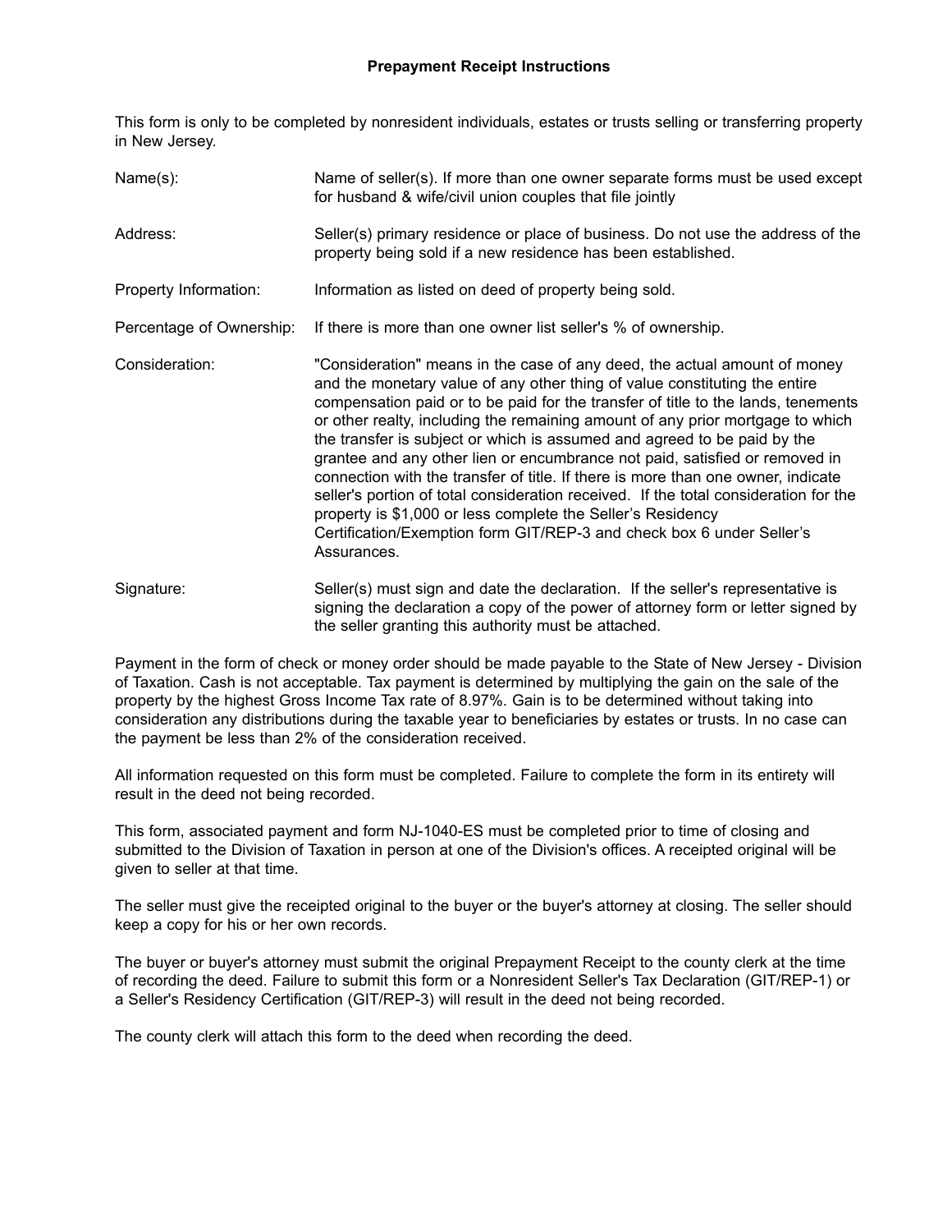# Prepayment Receipt Instructions

This form is only to be completed by nonresident individuals, estates or trusts selling or transferring property in New Jersey.

| | |
|---|---|
| Name(s): | Name of seller(s). If more than one owner separate forms must be used except for husband & wife/civil union couples that file jointly |
| Address: | Seller(s) primary residence or place of business. Do not use the address of the property being sold if a new residence has been established. |
| Property Information: | Information as listed on deed of property being sold. |
| Percentage of Ownership: | If there is more than one owner list seller's % of ownership. |
| Consideration: | "Consideration" means in the case of any deed, the actual amount of money and the monetary value of any other thing of value constituting the entire compensation paid or to be paid for the transfer of title to the lands, tenements or other realty, including the remaining amount of any prior mortgage to which the transfer is subject or which is assumed and agreed to be paid by the grantee and any other lien or encumbrance not paid, satisfied or removed in connection with the transfer of title. If there is more than one owner, indicate seller's portion of total consideration received. If the total consideration for the property is $1,000 or less complete the Seller's Residency Certification/Exemption form GIT/REP-3 and check box 6 under Seller's Assurances. |
| Signature: | Seller(s) must sign and date the declaration. If the seller's representative is signing the declaration a copy of the power of attorney form or letter signed by the seller granting this authority must be attached. |

Payment in the form of check or money order should be made payable to the State of New Jersey - Division of Taxation. Cash is not acceptable. Tax payment is determined by multiplying the gain on the sale of the property by the highest Gross Income Tax rate of 8.97%. Gain is to be determined without taking into consideration any distributions during the taxable year to beneficiaries by estates or trusts. In no case can the payment be less than 2% of the consideration received.

All information requested on this form must be completed. Failure to complete the form in its entirety will result in the deed not being recorded.

This form, associated payment and form NJ-1040-ES must be completed prior to time of closing and submitted to the Division of Taxation in person at one of the Division's offices. A receipted original will be given to seller at that time.

The seller must give the receipted original to the buyer or the buyer's attorney at closing. The seller should keep a copy for his or her own records.

The buyer or buyer's attorney must submit the original Prepayment Receipt to the county clerk at the time of recording the deed. Failure to submit this form or a Nonresident Seller's Tax Declaration (GIT/REP-1) or a Seller's Residency Certification (GIT/REP-3) will result in the deed not being recorded.

The county clerk will attach this form to the deed when recording the deed.